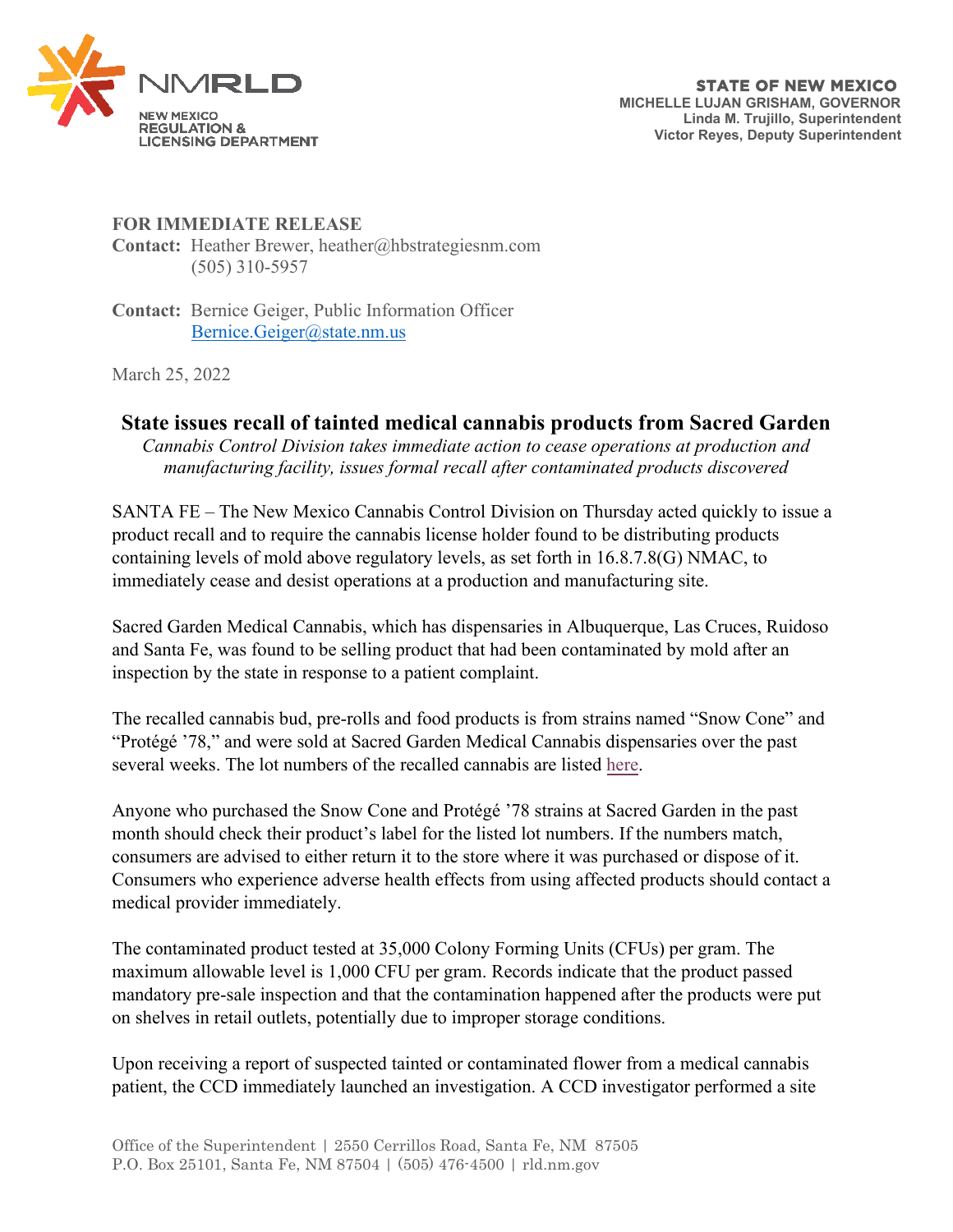NMRLD
NEW MEXICO
REGULATION &
LICENSING DEPARTMENT

**STATE OF NEW MEXICO**
**MICHELLE LUJAN GRISHAM, GOVERNOR**
**Linda M. Trujillo, Superintendent**
**Victor Reyes, Deputy Superintendent**

**FOR IMMEDIATE RELEASE**
**Contact:** Heather Brewer, heather@hbstrategiesnm.com
(505) 310-5957

**Contact:** Bernice Geiger, Public Information Officer
Bernice.Geiger@state.nm.us

March 25, 2022

# State issues recall of tainted medical cannabis products from Sacred Garden

*Cannabis Control Division takes immediate action to cease operations at production and manufacturing facility, issues formal recall after contaminated products discovered*

SANTA FE – The New Mexico Cannabis Control Division on Thursday acted quickly to issue a product recall and to require the cannabis license holder found to be distributing products containing levels of mold above regulatory levels, as set forth in 16.8.7.8(G) NMAC, to immediately cease and desist operations at a production and manufacturing site.

Sacred Garden Medical Cannabis, which has dispensaries in Albuquerque, Las Cruces, Ruidoso and Santa Fe, was found to be selling product that had been contaminated by mold after an inspection by the state in response to a patient complaint.

The recalled cannabis bud, pre-rolls and food products is from strains named "Snow Cone" and "Protégé '78," and were sold at Sacred Garden Medical Cannabis dispensaries over the past several weeks. The lot numbers of the recalled cannabis are listed here.

Anyone who purchased the Snow Cone and Protégé '78 strains at Sacred Garden in the past month should check their product's label for the listed lot numbers. If the numbers match, consumers are advised to either return it to the store where it was purchased or dispose of it. Consumers who experience adverse health effects from using affected products should contact a medical provider immediately.

The contaminated product tested at 35,000 Colony Forming Units (CFUs) per gram. The maximum allowable level is 1,000 CFU per gram. Records indicate that the product passed mandatory pre-sale inspection and that the contamination happened after the products were put on shelves in retail outlets, potentially due to improper storage conditions.

Upon receiving a report of suspected tainted or contaminated flower from a medical cannabis patient, the CCD immediately launched an investigation. A CCD investigator performed a site

Office of the Superintendent | 2550 Cerrillos Road, Santa Fe, NM 87505
P.O. Box 25101, Santa Fe, NM 87504 | (505) 476-4500 | rld.nm.gov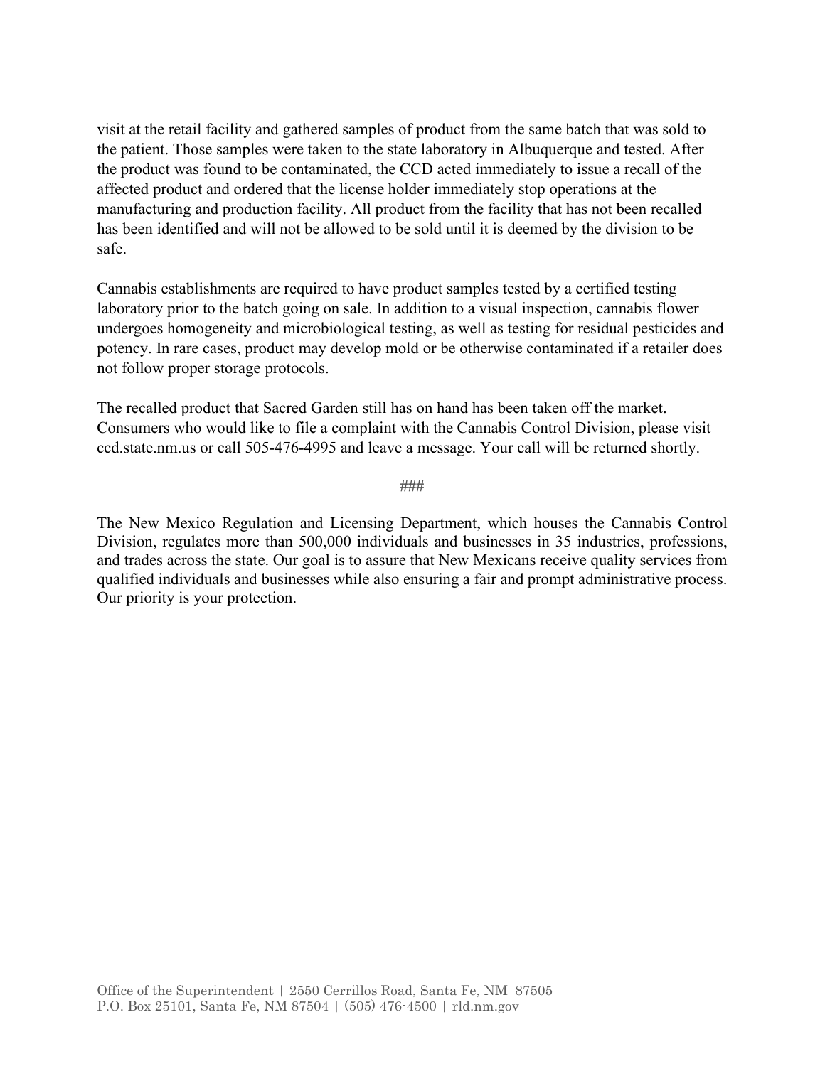visit at the retail facility and gathered samples of product from the same batch that was sold to the patient. Those samples were taken to the state laboratory in Albuquerque and tested. After the product was found to be contaminated, the CCD acted immediately to issue a recall of the affected product and ordered that the license holder immediately stop operations at the manufacturing and production facility. All product from the facility that has not been recalled has been identified and will not be allowed to be sold until it is deemed by the division to be safe.

Cannabis establishments are required to have product samples tested by a certified testing laboratory prior to the batch going on sale. In addition to a visual inspection, cannabis flower undergoes homogeneity and microbiological testing, as well as testing for residual pesticides and potency. In rare cases, product may develop mold or be otherwise contaminated if a retailer does not follow proper storage protocols.

The recalled product that Sacred Garden still has on hand has been taken off the market. Consumers who would like to file a complaint with the Cannabis Control Division, please visit ccd.state.nm.us or call 505-476-4995 and leave a message. Your call will be returned shortly.

###

The New Mexico Regulation and Licensing Department, which houses the Cannabis Control Division, regulates more than 500,000 individuals and businesses in 35 industries, professions, and trades across the state. Our goal is to assure that New Mexicans receive quality services from qualified individuals and businesses while also ensuring a fair and prompt administrative process. Our priority is your protection.

Office of the Superintendent | 2550 Cerrillos Road, Santa Fe, NM 87505
P.O. Box 25101, Santa Fe, NM 87504 | (505) 476-4500 | rld.nm.gov